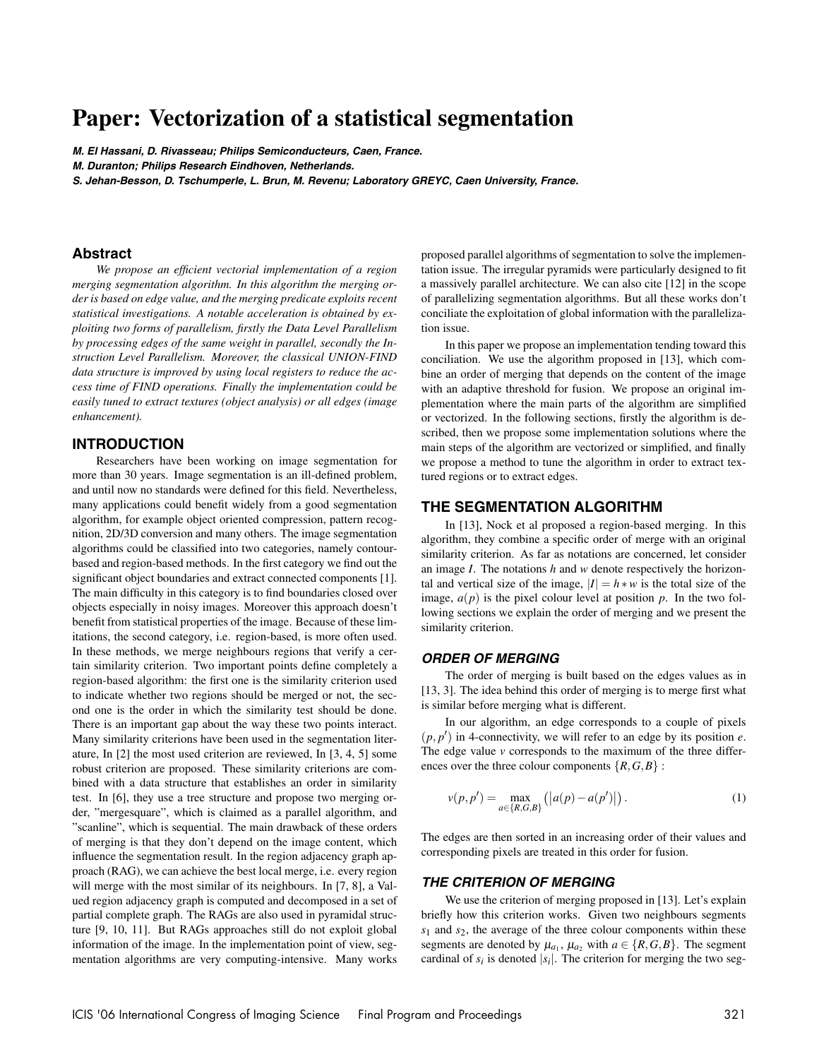# Paper: Vectorization of a statistical segmentation

***M. El Hassani, D. Rivasseau; Philips Semiconducteurs, Caen, France.***
***M. Duranton; Philips Research Eindhoven, Netherlands.***
***S. Jehan-Besson, D. Tschumperle, L. Brun, M. Revenu; Laboratory GREYC, Caen University, France.***

## Abstract

*We propose an efficient vectorial implementation of a region merging segmentation algorithm. In this algorithm the merging order is based on edge value, and the merging predicate exploits recent statistical investigations. A notable acceleration is obtained by exploiting two forms of parallelism, firstly the Data Level Parallelism by processing edges of the same weight in parallel, secondly the Instruction Level Parallelism. Moreover, the classical UNION-FIND data structure is improved by using local registers to reduce the access time of FIND operations. Finally the implementation could be easily tuned to extract textures (object analysis) or all edges (image enhancement).*

## INTRODUCTION

Researchers have been working on image segmentation for more than 30 years. Image segmentation is an ill-defined problem, and until now no standards were defined for this field. Nevertheless, many applications could benefit widely from a good segmentation algorithm, for example object oriented compression, pattern recognition, 2D/3D conversion and many others. The image segmentation algorithms could be classified into two categories, namely contour-based and region-based methods. In the first category we find out the significant object boundaries and extract connected components [1]. The main difficulty in this category is to find boundaries closed over objects especially in noisy images. Moreover this approach doesn't benefit from statistical properties of the image. Because of these limitations, the second category, i.e. region-based, is more often used. In these methods, we merge neighbours regions that verify a certain similarity criterion. Two important points define completely a region-based algorithm: the first one is the similarity criterion used to indicate whether two regions should be merged or not, the second one is the order in which the similarity test should be done. There is an important gap about the way these two points interact. Many similarity criterions have been used in the segmentation literature, In [2] the most used criterion are reviewed, In [3, 4, 5] some robust criterion are proposed. These similarity criterions are combined with a data structure that establishes an order in similarity test. In [6], they use a tree structure and propose two merging order, "mergesquare", which is claimed as a parallel algorithm, and "scanline", which is sequential. The main drawback of these orders of merging is that they don't depend on the image content, which influence the segmentation result. In the region adjacency graph approach (RAG), we can achieve the best local merge, i.e. every region will merge with the most similar of its neighbours. In [7, 8], a Valued region adjacency graph is computed and decomposed in a set of partial complete graph. The RAGs are also used in pyramidal structure [9, 10, 11]. But RAGs approaches still do not exploit global information of the image. In the implementation point of view, segmentation algorithms are very computing-intensive. Many works proposed parallel algorithms of segmentation to solve the implementation issue. The irregular pyramids were particularly designed to fit a massively parallel architecture. We can also cite [12] in the scope of parallelizing segmentation algorithms. But all these works don't conciliate the exploitation of global information with the parallelization issue.

In this paper we propose an implementation tending toward this conciliation. We use the algorithm proposed in [13], which combine an order of merging that depends on the content of the image with an adaptive threshold for fusion. We propose an original implementation where the main parts of the algorithm are simplified or vectorized. In the following sections, firstly the algorithm is described, then we propose some implementation solutions where the main steps of the algorithm are vectorized or simplified, and finally we propose a method to tune the algorithm in order to extract textured regions or to extract edges.

## THE SEGMENTATION ALGORITHM

In [13], Nock et al proposed a region-based merging. In this algorithm, they combine a specific order of merge with an original similarity criterion. As far as notations are concerned, let consider an image $I$. The notations $h$ and $w$ denote respectively the horizontal and vertical size of the image, $|I| = h * w$ is the total size of the image, $a(p)$ is the pixel colour level at position $p$. In the two following sections we explain the order of merging and we present the similarity criterion.

### *ORDER OF MERGING*

The order of merging is built based on the edges values as in [13, 3]. The idea behind this order of merging is to merge first what is similar before merging what is different.

In our algorithm, an edge corresponds to a couple of pixels $(p, p')$ in 4-connectivity, we will refer to an edge by its position $e$. The edge value $v$ corresponds to the maximum of the three differences over the three colour components $\{R, G, B\}$ :

$$v(p, p') = \max_{a \in \{R,G,B\}} \left( |a(p) - a(p')| \right). \tag{1}$$

The edges are then sorted in an increasing order of their values and corresponding pixels are treated in this order for fusion.

### *THE CRITERION OF MERGING*

We use the criterion of merging proposed in [13]. Let's explain briefly how this criterion works. Given two neighbours segments $s_1$ and $s_2$, the average of the three colour components within these segments are denoted by $\mu_{a_1}$, $\mu_{a_2}$ with $a \in \{R, G, B\}$. The segment cardinal of $s_i$ is denoted $|s_i|$. The criterion for merging the two seg-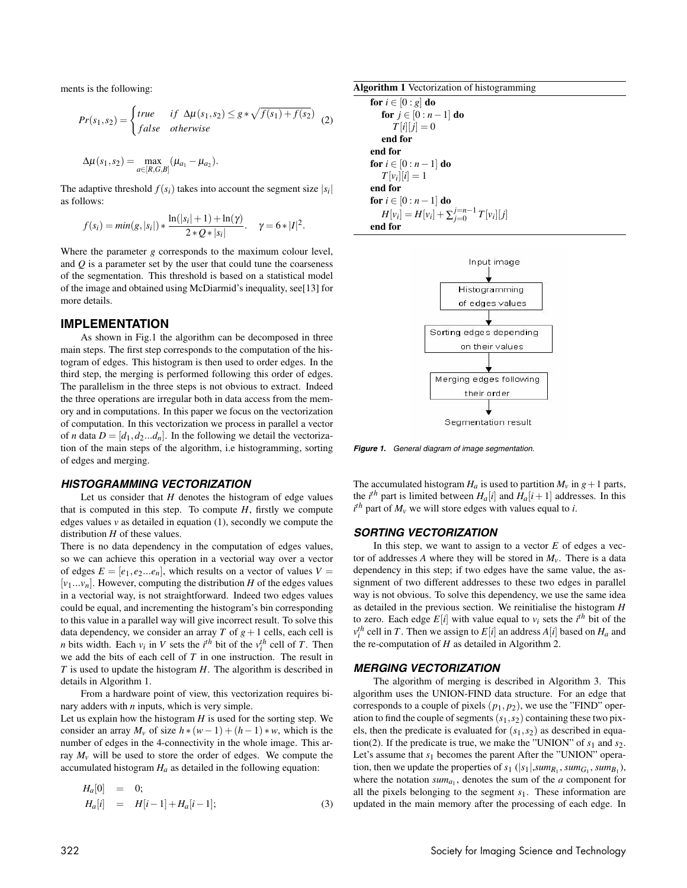ments is the following:

$$Pr(s_1, s_2) = \begin{cases} true & if \;\; \Delta\mu(s_1, s_2) \leq g * \sqrt{f(s_1) + f(s_2)} \\ false & otherwise \end{cases} \quad (2)$$

$$\Delta\mu(s_1, s_2) = \max_{a \in [R,G,B]} (\mu_{a_1} - \mu_{a_2}).$$

The adaptive threshold $f(s_i)$ takes into account the segment size $|s_i|$ as follows:

$$f(s_i) = min(g, |s_i|) * \frac{\ln(|s_i| + 1) + \ln(\gamma)}{2 * Q * |s_i|}. \quad \gamma = 6 * |I|^2.$$

Where the parameter $g$ corresponds to the maximum colour level, and $Q$ is a parameter set by the user that could tune the coarseness of the segmentation. This threshold is based on a statistical model of the image and obtained using McDiarmid's inequality, see[13] for more details.

## IMPLEMENTATION

As shown in Fig.1 the algorithm can be decomposed in three main steps. The first step corresponds to the computation of the histogram of edges. This histogram is then used to order edges. In the third step, the merging is performed following this order of edges. The parallelism in the three steps is not obvious to extract. Indeed the three operations are irregular both in data access from the memory and in computations. In this paper we focus on the vectorization of computation. In this vectorization we process in parallel a vector of $n$ data $D = [d_1, d_2 ... d_n]$. In the following we detail the vectorization of the main steps of the algorithm, i.e histogramming, sorting of edges and merging.

### HISTOGRAMMING VECTORIZATION

Let us consider that $H$ denotes the histogram of edge values that is computed in this step. To compute $H$, firstly we compute edges values $v$ as detailed in equation (1), secondly we compute the distribution $H$ of these values.

There is no data dependency in the computation of edges values, so we can achieve this operation in a vectorial way over a vector of edges $E = [e_1, e_2 ... e_n]$, which results on a vector of values $V = [v_1 ... v_n]$. However, computing the distribution $H$ of the edges values in a vectorial way, is not straightforward. Indeed two edges values could be equal, and incrementing the histogram's bin corresponding to this value in a parallel way will give incorrect result. To solve this data dependency, we consider an array $T$ of $g+1$ cells, each cell is $n$ bits width. Each $v_i$ in $V$ sets the $i^{th}$ bit of the $v_i^{th}$ cell of $T$. Then we add the bits of each cell of $T$ in one instruction. The result in $T$ is used to update the histogram $H$. The algorithm is described in details in Algorithm 1.

From a hardware point of view, this vectorization requires binary adders with $n$ inputs, which is very simple.

Let us explain how the histogram $H$ is used for the sorting step. We consider an array $M_v$ of size $h*(w-1)+(h-1)*w$, which is the number of edges in the 4-connectivity in the whole image. This array $M_v$ will be used to store the order of edges. We compute the accumulated histogram $H_a$ as detailed in the following equation:

$$\begin{aligned} H_a[0] &= 0; \\ H_a[i] &= H[i-1] + H_a[i-1]; \end{aligned} \quad (3)$$

**Algorithm 1** Vectorization of histogramming

```
for i ∈ [0 : g] do
    for j ∈ [0 : n−1] do
        T[i][j] = 0
    end for
end for
for i ∈ [0 : n−1] do
    T[v_i][i] = 1
end for
for i ∈ [0 : n−1] do
    H[v_i] = H[v_i] + Σ_{j=0}^{j=n−1} T[v_i][j]
end for
```

Input image → Histogramming of edges values → Sorting edges depending on their values → Merging edges following their order → Segmentation result

*Figure 1. General diagram of image segmentation.*

The accumulated histogram $H_a$ is used to partition $M_v$ in $g+1$ parts, the $i^{th}$ part is limited between $H_a[i]$ and $H_a[i+1]$ addresses. In this $i^{th}$ part of $M_v$ we will store edges with values equal to $i$.

### SORTING VECTORIZATION

In this step, we want to assign to a vector $E$ of edges a vector of addresses $A$ where they will be stored in $M_v$. There is a data dependency in this step; if two edges have the same value, the assignment of two different addresses to these two edges in parallel way is not obvious. To solve this dependency, we use the same idea as detailed in the previous section. We reinitialise the histogram $H$ to zero. Each edge $E[i]$ with value equal to $v_i$ sets the $i^{th}$ bit of the $v_i^{th}$ cell in $T$. Then we assign to $E[i]$ an address $A[i]$ based on $H_a$ and the re-computation of $H$ as detailed in Algorithm 2.

### MERGING VECTORIZATION

The algorithm of merging is described in Algorithm 3. This algorithm uses the UNION-FIND data structure. For an edge that corresponds to a couple of pixels $(p_1, p_2)$, we use the "FIND" operation to find the couple of segments $(s_1, s_2)$ containing these two pixels, then the predicate is evaluated for $(s_1, s_2)$ as described in equation(2). If the predicate is true, we make the "UNION" of $s_1$ and $s_2$. Let's assume that $s_1$ becomes the parent After the "UNION" operation, then we update the properties of $s_1$ ($|s_1|, sum_{R_1}, sum_{G_1}, sum_{B_1}$), where the notation $sum_{a_1}$, denotes the sum of the $a$ component for all the pixels belonging to the segment $s_1$. These information are updated in the main memory after the processing of each edge. In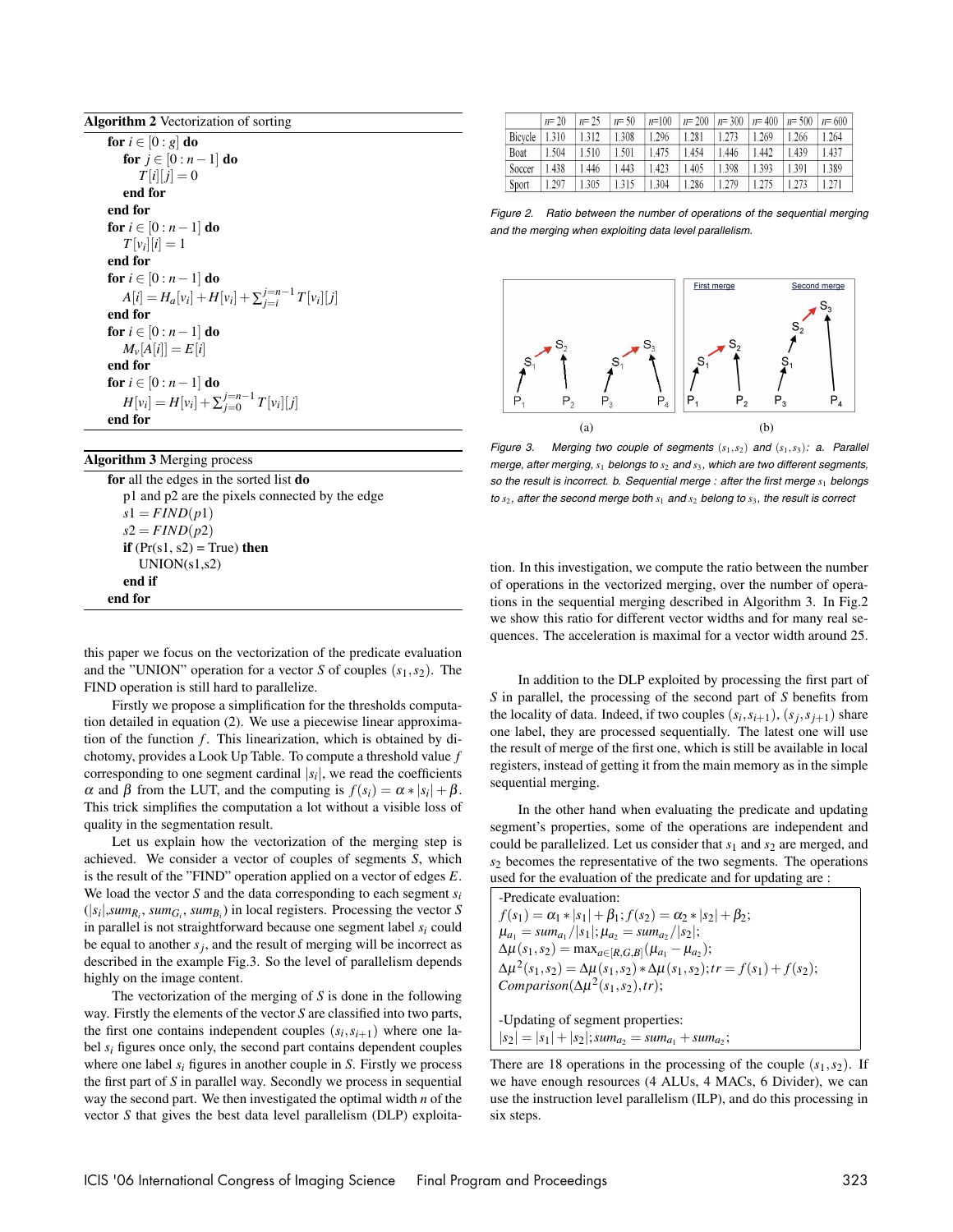**Algorithm 2** Vectorization of sorting

```
for i ∈ [0 : g] do
    for j ∈ [0 : n−1] do
        T[i][j] = 0
    end for
end for
for i ∈ [0 : n−1] do
    T[v_i][i] = 1
end for
for i ∈ [0 : n−1] do
    A[i] = H_a[v_i] + H[v_i] + Σ_{j=i}^{j=n−1} T[v_i][j]
end for
for i ∈ [0 : n−1] do
    M_v[A[i]] = E[i]
end for
for i ∈ [0 : n−1] do
    H[v_i] = H[v_i] + Σ_{j=0}^{j=n−1} T[v_i][j]
end for
```

**Algorithm 3** Merging process

```
for all the edges in the sorted list do
    p1 and p2 are the pixels connected by the edge
    s1 = FIND(p1)
    s2 = FIND(p2)
    if (Pr(s1, s2) = True) then
        UNION(s1,s2)
    end if
end for
```

this paper we focus on the vectorization of the predicate evaluation and the "UNION" operation for a vector $S$ of couples $(s_1, s_2)$. The FIND operation is still hard to parallelize.

Firstly we propose a simplification for the thresholds computation detailed in equation (2). We use a piecewise linear approximation of the function $f$. This linearization, which is obtained by dichotomy, provides a Look Up Table. To compute a threshold value $f$ corresponding to one segment cardinal $|s_i|$, we read the coefficients $\alpha$ and $\beta$ from the LUT, and the computing is $f(s_i) = \alpha * |s_i| + \beta$. This trick simplifies the computation a lot without a visible loss of quality in the segmentation result.

Let us explain how the vectorization of the merging step is achieved. We consider a vector of couples of segments $S$, which is the result of the "FIND" operation applied on a vector of edges $E$. We load the vector $S$ and the data corresponding to each segment $s_i$ ($|s_i|$, $sum_{R_i}$, $sum_{G_i}$, $sum_{B_i}$) in local registers. Processing the vector $S$ in parallel is not straightforward because one segment label $s_i$ could be equal to another $s_j$, and the result of merging will be incorrect as described in the example Fig.3. So the level of parallelism depends highly on the image content.

The vectorization of the merging of $S$ is done in the following way. Firstly the elements of the vector $S$ are classified into two parts, the first one contains independent couples $(s_i, s_{i+1})$ where one label $s_i$ figures once only, the second part contains dependent couples where one label $s_i$ figures in another couple in $S$. Firstly we process the first part of $S$ in parallel way. Secondly we process in sequential way the second part. We then investigated the optimal width $n$ of the vector $S$ that gives the best data level parallelism (DLP) exploitation. In this investigation, we compute the ratio between the number of operations in the vectorized merging, over the number of operations in the sequential merging described in Algorithm 3. In Fig.2 we show this ratio for different vector widths and for many real sequences. The acceleration is maximal for a vector width around 25.

| | n= 20 | n= 25 | n= 50 | n=100 | n= 200 | n= 300 | n= 400 | n= 500 | n= 600 |
|---|---|---|---|---|---|---|---|---|---|
| Bicycle | 1.310 | 1.312 | 1.308 | 1.296 | 1.281 | 1.273 | 1.269 | 1.266 | 1.264 |
| Boat | 1.504 | 1.510 | 1.501 | 1.475 | 1.454 | 1.446 | 1.442 | 1.439 | 1.437 |
| Soccer | 1.438 | 1.446 | 1.443 | 1.423 | 1.405 | 1.398 | 1.393 | 1.391 | 1.389 |
| Sport | 1.297 | 1.305 | 1.315 | 1.304 | 1.286 | 1.279 | 1.275 | 1.273 | 1.271 |

*Figure 2. Ratio between the number of operations of the sequential merging and the merging when exploiting data level parallelism.*

*Figure 3. Merging two couple of segments $(s_1, s_2)$ and $(s_1, s_3)$: a. Parallel merge, after merging, $s_1$ belongs to $s_2$ and $s_3$, which are two different segments, so the result is incorrect. b. Sequential merge : after the first merge $s_1$ belongs to $s_2$, after the second merge both $s_1$ and $s_2$ belong to $s_3$, the result is correct*

In addition to the DLP exploited by processing the first part of $S$ in parallel, the processing of the second part of $S$ benefits from the locality of data. Indeed, if two couples $(s_i, s_{i+1})$, $(s_j, s_{j+1})$ share one label, they are processed sequentially. The latest one will use the result of merge of the first one, which is still be available in local registers, instead of getting it from the main memory as in the simple sequential merging.

In the other hand when evaluating the predicate and updating segment's properties, some of the operations are independent and could be parallelized. Let us consider that $s_1$ and $s_2$ are merged, and $s_2$ becomes the representative of the two segments. The operations used for the evaluation of the predicate and for updating are :

-Predicate evaluation:
$f(s_1) = \alpha_1 * |s_1| + \beta_1; f(s_2) = \alpha_2 * |s_2| + \beta_2;$
$\mu_{a_1} = sum_{a_1}/|s_1|; \mu_{a_2} = sum_{a_2}/|s_2|;$
$\Delta\mu(s_1, s_2) = \max_{a \in [R,G,B]}(\mu_{a_1} - \mu_{a_2});$
$\Delta\mu^2(s_1, s_2) = \Delta\mu(s_1, s_2) * \Delta\mu(s_1, s_2); tr = f(s_1) + f(s_2);$
$Comparison(\Delta\mu^2(s_1, s_2), tr);$

-Updating of segment properties:
$|s_2| = |s_1| + |s_2|; sum_{a_2} = sum_{a_1} + sum_{a_2};$

There are 18 operations in the processing of the couple $(s_1, s_2)$. If we have enough resources (4 ALUs, 4 MACs, 6 Divider), we can use the instruction level parallelism (ILP), and do this processing in six steps.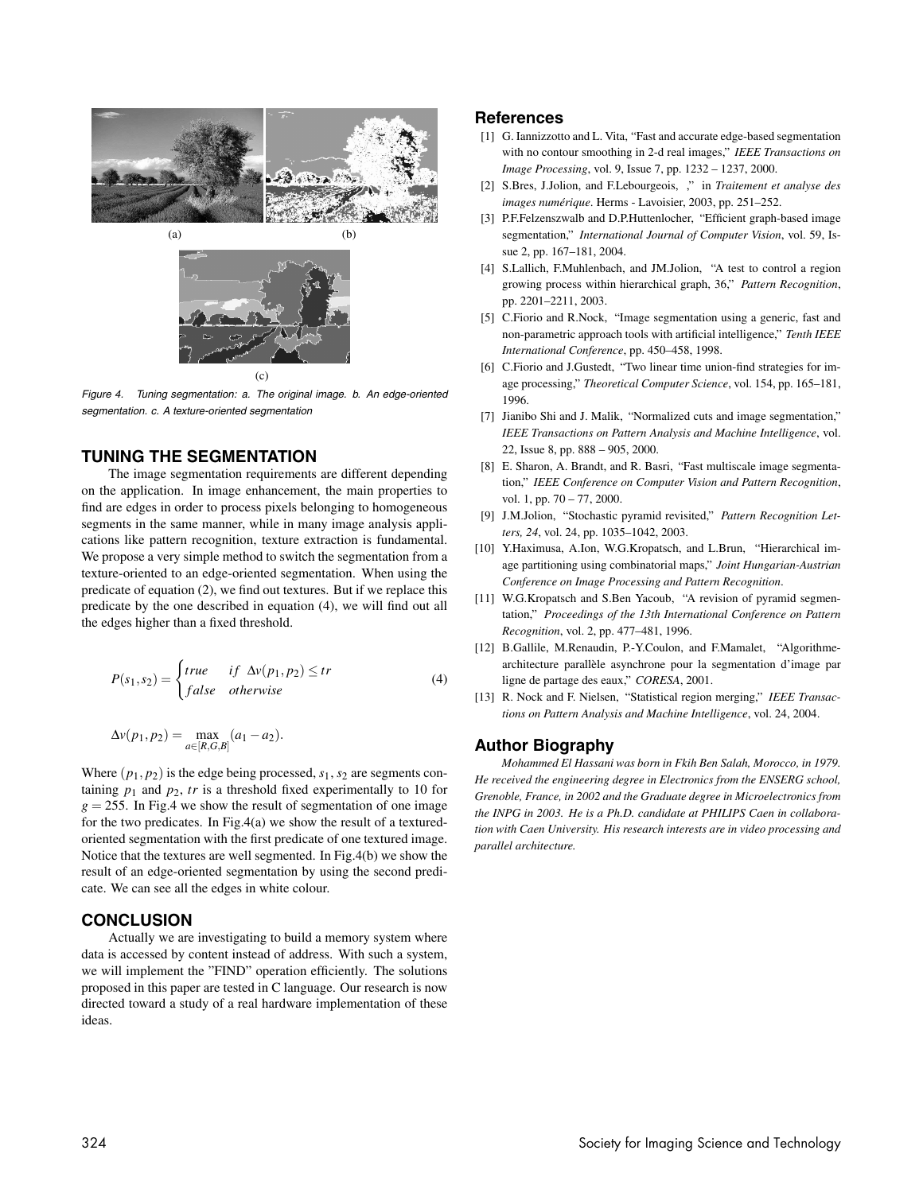(a)

(b)

(c)

*Figure 4. Tuning segmentation: a. The original image. b. An edge-oriented segmentation. c. A texture-oriented segmentation*

## TUNING THE SEGMENTATION

The image segmentation requirements are different depending on the application. In image enhancement, the main properties to find are edges in order to process pixels belonging to homogeneous segments in the same manner, while in many image analysis applications like pattern recognition, texture extraction is fundamental. We propose a very simple method to switch the segmentation from a texture-oriented to an edge-oriented segmentation. When using the predicate of equation (2), we find out textures. But if we replace this predicate by the one described in equation (4), we will find out all the edges higher than a fixed threshold.

$$P(s_1, s_2) = \begin{cases} true & if \ \Delta v(p_1, p_2) \leq tr \\ false & otherwise \end{cases} \tag{4}$$

$$\Delta v(p_1, p_2) = \max_{a \in [R,G,B]} (a_1 - a_2).$$

Where $(p_1, p_2)$ is the edge being processed, $s_1, s_2$ are segments containing $p_1$ and $p_2$, $tr$ is a threshold fixed experimentally to 10 for $g = 255$. In Fig.4 we show the result of segmentation of one image for the two predicates. In Fig.4(a) we show the result of a textured-oriented segmentation with the first predicate of one textured image. Notice that the textures are well segmented. In Fig.4(b) we show the result of an edge-oriented segmentation by using the second predicate. We can see all the edges in white colour.

## CONCLUSION

Actually we are investigating to build a memory system where data is accessed by content instead of address. With such a system, we will implement the "FIND" operation efficiently. The solutions proposed in this paper are tested in C language. Our research is now directed toward a study of a real hardware implementation of these ideas.

## References

[1] G. Iannizzotto and L. Vita, "Fast and accurate edge-based segmentation with no contour smoothing in 2-d real images," *IEEE Transactions on Image Processing*, vol. 9, Issue 7, pp. 1232 – 1237, 2000.

[2] S.Bres, J.Jolion, and F.Lebourgeois, ," in *Traitement et analyse des images numérique*. Herms - Lavoisier, 2003, pp. 251–252.

[3] P.F.Felzenszwalb and D.P.Huttenlocher, "Efficient graph-based image segmentation," *International Journal of Computer Vision*, vol. 59, Issue 2, pp. 167–181, 2004.

[4] S.Lallich, F.Muhlenbach, and JM.Jolion, "A test to control a region growing process within hierarchical graph, 36," *Pattern Recognition*, pp. 2201–2211, 2003.

[5] C.Fiorio and R.Nock, "Image segmentation using a generic, fast and non-parametric approach tools with artificial intelligence," *Tenth IEEE International Conference*, pp. 450–458, 1998.

[6] C.Fiorio and J.Gustedt, "Two linear time union-find strategies for image processing," *Theoretical Computer Science*, vol. 154, pp. 165–181, 1996.

[7] Jianibo Shi and J. Malik, "Normalized cuts and image segmentation," *IEEE Transactions on Pattern Analysis and Machine Intelligence*, vol. 22, Issue 8, pp. 888 – 905, 2000.

[8] E. Sharon, A. Brandt, and R. Basri, "Fast multiscale image segmentation," *IEEE Conference on Computer Vision and Pattern Recognition*, vol. 1, pp. 70 – 77, 2000.

[9] J.M.Jolion, "Stochastic pyramid revisited," *Pattern Recognition Letters, 24*, vol. 24, pp. 1035–1042, 2003.

[10] Y.Haximusa, A.Ion, W.G.Kropatsch, and L.Brun, "Hierarchical image partitioning using combinatorial maps," *Joint Hungarian-Austrian Conference on Image Processing and Pattern Recognition*.

[11] W.G.Kropatsch and S.Ben Yacoub, "A revision of pyramid segmentation," *Proceedings of the 13th International Conference on Pattern Recognition*, vol. 2, pp. 477–481, 1996.

[12] B.Gallile, M.Renaudin, P.-Y.Coulon, and F.Mamalet, "Algorithme-architecture parallèle asynchrone pour la segmentation d'image par ligne de partage des eaux," *CORESA*, 2001.

[13] R. Nock and F. Nielsen, "Statistical region merging," *IEEE Transactions on Pattern Analysis and Machine Intelligence*, vol. 24, 2004.

## Author Biography

*Mohammed El Hassani was born in Fkih Ben Salah, Morocco, in 1979. He received the engineering degree in Electronics from the ENSERG school, Grenoble, France, in 2002 and the Graduate degree in Microelectronics from the INPG in 2003. He is a Ph.D. candidate at PHILIPS Caen in collaboration with Caen University. His research interests are in video processing and parallel architecture.*